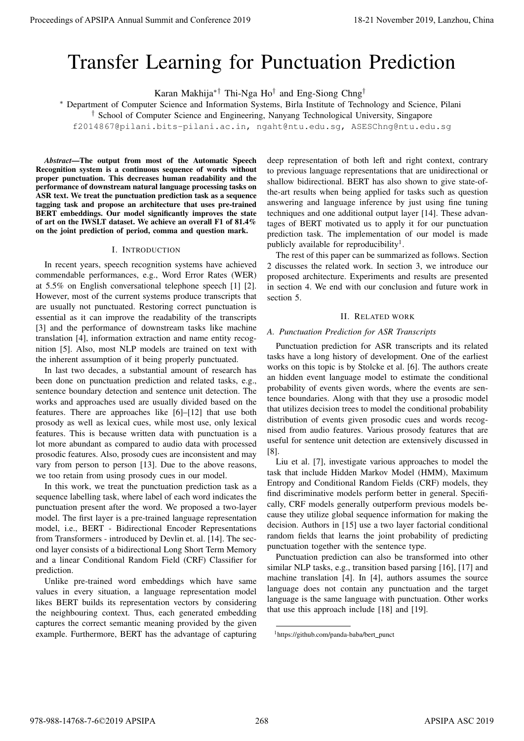# Transfer Learning for Punctuation Prediction

Karan Makhija[*†] Thi-Nga Ho[†] and Eng-Siong Chng[†]

[*] Department of Computer Science and Information Systems, Birla Institute of Technology and Science, Pilani
[†] School of Computer Science and Engineering, Nanyang Technological University, Singapore
f2014867@pilani.bits-pilani.ac.in, ngaht@ntu.edu.sg, ASESChng@ntu.edu.sg

***Abstract*—The output from most of the Automatic Speech Recognition system is a continuous sequence of words without proper punctuation. This decreases human readability and the performance of downstream natural language processing tasks on ASR text. We treat the punctuation prediction task as a sequence tagging task and propose an architecture that uses pre-trained BERT embeddings. Our model significantly improves the state of art on the IWSLT dataset. We achieve an overall F1 of 81.4% on the joint prediction of period, comma and question mark.**

## I. Introduction

In recent years, speech recognition systems have achieved commendable performances, e.g., Word Error Rates (WER) at 5.5% on English conversational telephone speech [1] [2]. However, most of the current systems produce transcripts that are usually not punctuated. Restoring correct punctuation is essential as it can improve the readability of the transcripts [3] and the performance of downstream tasks like machine translation [4], information extraction and name entity recognition [5]. Also, most NLP models are trained on text with the inherent assumption of it being properly punctuated.

In last two decades, a substantial amount of research has been done on punctuation prediction and related tasks, e.g., sentence boundary detection and sentence unit detection. The works and approaches used are usually divided based on the features. There are approaches like [6]–[12] that use both prosody as well as lexical cues, while most use, only lexical features. This is because written data with punctuation is a lot more abundant as compared to audio data with processed prosodic features. Also, prosody cues are inconsistent and may vary from person to person [13]. Due to the above reasons, we too retain from using prosody cues in our model.

In this work, we treat the punctuation prediction task as a sequence labelling task, where label of each word indicates the punctuation present after the word. We proposed a two-layer model. The first layer is a pre-trained language representation model, i.e., BERT - Bidirectional Encoder Representations from Transformers - introduced by Devlin et. al. [14]. The second layer consists of a bidirectional Long Short Term Memory and a linear Conditional Random Field (CRF) Classifier for prediction.

Unlike pre-trained word embeddings which have same values in every situation, a language representation model likes BERT builds its representation vectors by considering the neighbouring context. Thus, each generated embedding captures the correct semantic meaning provided by the given example. Furthermore, BERT has the advantage of capturing deep representation of both left and right context, contrary to previous language representations that are unidirectional or shallow bidirectional. BERT has also shown to give state-of-the-art results when being applied for tasks such as question answering and language inference by just using fine tuning techniques and one additional output layer [14]. These advantages of BERT motivated us to apply it for our punctuation prediction task. The implementation of our model is made publicly available for reproducibility[1].

The rest of this paper can be summarized as follows. Section 2 discusses the related work. In section 3, we introduce our proposed architecture. Experiments and results are presented in section 4. We end with our conclusion and future work in section 5.

## II. Related work

### A. Punctuation Prediction for ASR Transcripts

Punctuation prediction for ASR transcripts and its related tasks have a long history of development. One of the earliest works on this topic is by Stolcke et al. [6]. The authors create an hidden event language model to estimate the conditional probability of events given words, where the events are sentence boundaries. Along with that they use a prosodic model that utilizes decision trees to model the conditional probability distribution of events given prosodic cues and words recognised from audio features. Various prosody features that are useful for sentence unit detection are extensively discussed in [8].

Liu et al. [7], investigate various approaches to model the task that include Hidden Markov Model (HMM), Maximum Entropy and Conditional Random Fields (CRF) models, they find discriminative models perform better in general. Specifically, CRF models generally outperform previous models because they utilize global sequence information for making the decision. Authors in [15] use a two layer factorial conditional random fields that learns the joint probability of predicting punctuation together with the sentence type.

Punctuation prediction can also be transformed into other similar NLP tasks, e.g., transition based parsing [16], [17] and machine translation [4]. In [4], authors assumes the source language does not contain any punctuation and the target language is the same language with punctuation. Other works that use this approach include [18] and [19].

[1] https://github.com/panda-baba/bert_punct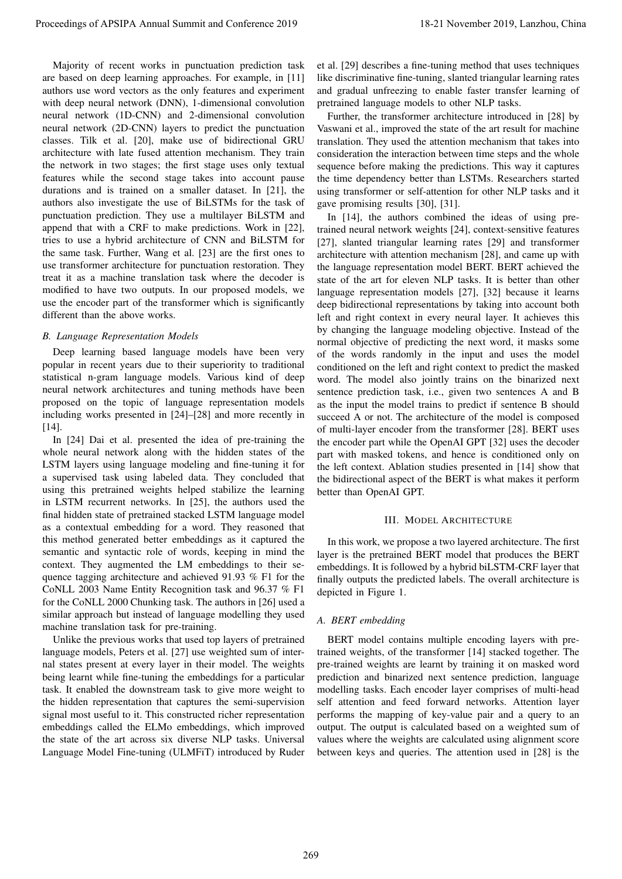Majority of recent works in punctuation prediction task are based on deep learning approaches. For example, in [11] authors use word vectors as the only features and experiment with deep neural network (DNN), 1-dimensional convolution neural network (1D-CNN) and 2-dimensional convolution neural network (2D-CNN) layers to predict the punctuation classes. Tilk et al. [20], make use of bidirectional GRU architecture with late fused attention mechanism. They train the network in two stages; the first stage uses only textual features while the second stage takes into account pause durations and is trained on a smaller dataset. In [21], the authors also investigate the use of BiLSTMs for the task of punctuation prediction. They use a multilayer BiLSTM and append that with a CRF to make predictions. Work in [22], tries to use a hybrid architecture of CNN and BiLSTM for the same task. Further, Wang et al. [23] are the first ones to use transformer architecture for punctuation restoration. They treat it as a machine translation task where the decoder is modified to have two outputs. In our proposed models, we use the encoder part of the transformer which is significantly different than the above works.

### B. Language Representation Models

Deep learning based language models have been very popular in recent years due to their superiority to traditional statistical n-gram language models. Various kind of deep neural network architectures and tuning methods have been proposed on the topic of language representation models including works presented in [24]–[28] and more recently in [14].

In [24] Dai et al. presented the idea of pre-training the whole neural network along with the hidden states of the LSTM layers using language modeling and fine-tuning it for a supervised task using labeled data. They concluded that using this pretrained weights helped stabilize the learning in LSTM recurrent networks. In [25], the authors used the final hidden state of pretrained stacked LSTM language model as a contextual embedding for a word. They reasoned that this method generated better embeddings as it captured the semantic and syntactic role of words, keeping in mind the context. They augmented the LM embeddings to their sequence tagging architecture and achieved 91.93 % F1 for the CoNLL 2003 Name Entity Recognition task and 96.37 % F1 for the CoNLL 2000 Chunking task. The authors in [26] used a similar approach but instead of language modelling they used machine translation task for pre-training.

Unlike the previous works that used top layers of pretrained language models, Peters et al. [27] use weighted sum of internal states present at every layer in their model. The weights being learnt while fine-tuning the embeddings for a particular task. It enabled the downstream task to give more weight to the hidden representation that captures the semi-supervision signal most useful to it. This constructed richer representation embeddings called the ELMo embeddings, which improved the state of the art across six diverse NLP tasks. Universal Language Model Fine-tuning (ULMFiT) introduced by Ruder et al. [29] describes a fine-tuning method that uses techniques like discriminative fine-tuning, slanted triangular learning rates and gradual unfreezing to enable faster transfer learning of pretrained language models to other NLP tasks.

Further, the transformer architecture introduced in [28] by Vaswani et al., improved the state of the art result for machine translation. They used the attention mechanism that takes into consideration the interaction between time steps and the whole sequence before making the predictions. This way it captures the time dependency better than LSTMs. Researchers started using transformer or self-attention for other NLP tasks and it gave promising results [30], [31].

In [14], the authors combined the ideas of using pretrained neural network weights [24], context-sensitive features [27], slanted triangular learning rates [29] and transformer architecture with attention mechanism [28], and came up with the language representation model BERT. BERT achieved the state of the art for eleven NLP tasks. It is better than other language representation models [27], [32] because it learns deep bidirectional representations by taking into account both left and right context in every neural layer. It achieves this by changing the language modeling objective. Instead of the normal objective of predicting the next word, it masks some of the words randomly in the input and uses the model conditioned on the left and right context to predict the masked word. The model also jointly trains on the binarized next sentence prediction task, i.e., given two sentences A and B as the input the model trains to predict if sentence B should succeed A or not. The architecture of the model is composed of multi-layer encoder from the transformer [28]. BERT uses the encoder part while the OpenAI GPT [32] uses the decoder part with masked tokens, and hence is conditioned only on the left context. Ablation studies presented in [14] show that the bidirectional aspect of the BERT is what makes it perform better than OpenAI GPT.

## III. Model Architecture

In this work, we propose a two layered architecture. The first layer is the pretrained BERT model that produces the BERT embeddings. It is followed by a hybrid biLSTM-CRF layer that finally outputs the predicted labels. The overall architecture is depicted in Figure 1.

### A. BERT embedding

BERT model contains multiple encoding layers with pretrained weights, of the transformer [14] stacked together. The pre-trained weights are learnt by training it on masked word prediction and binarized next sentence prediction, language modelling tasks. Each encoder layer comprises of multi-head self attention and feed forward networks. Attention layer performs the mapping of key-value pair and a query to an output. The output is calculated based on a weighted sum of values where the weights are calculated using alignment score between keys and queries. The attention used in [28] is the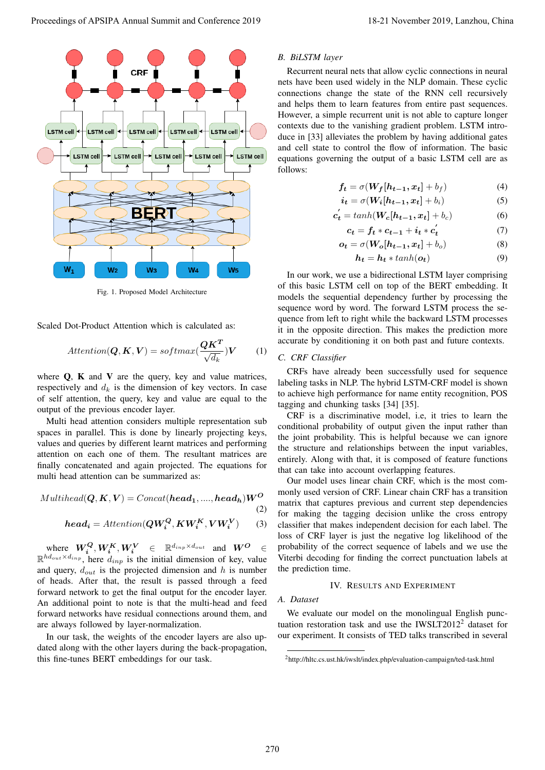Fig. 1. Proposed Model Architecture

Scaled Dot-Product Attention which is calculated as:

$$Attention(\boldsymbol{Q}, \boldsymbol{K}, \boldsymbol{V}) = softmax(\frac{\boldsymbol{QK^T}}{\sqrt{d_k}})\boldsymbol{V} \quad (1)$$

where **Q**, **K** and **V** are the query, key and value matrices, respectively and $d_k$ is the dimension of key vectors. In case of self attention, the query, key and value are equal to the output of the previous encoder layer.

Multi head attention considers multiple representation sub spaces in parallel. This is done by linearly projecting keys, values and queries by different learnt matrices and performing attention on each one of them. The resultant matrices are finally concatenated and again projected. The equations for multi head attention can be summarized as:

$$Multihead(\boldsymbol{Q}, \boldsymbol{K}, \boldsymbol{V}) = Concat(\boldsymbol{head_1}, ...., \boldsymbol{head_h})\boldsymbol{W^O} \quad (2)$$

$$\boldsymbol{head_i} = Attention(\boldsymbol{QW_i^Q}, \boldsymbol{KW_i^K}, \boldsymbol{VW_i^V}) \quad (3)$$

where $\boldsymbol{W_i^Q}, \boldsymbol{W_i^K}, \boldsymbol{W_i^V} \in \mathbb{R}^{d_{inp} \times d_{out}}$ and $\boldsymbol{W^O} \in \mathbb{R}^{hd_{out} \times d_{inp}}$, here $d_{inp}$ is the initial dimension of key, value and query, $d_{out}$ is the projected dimension and $h$ is number of heads. After that, the result is passed through a feed forward network to get the final output for the encoder layer. An additional point to note is that the multi-head and feed forward networks have residual connections around them, and are always followed by layer-normalization.

In our task, the weights of the encoder layers are also updated along with the other layers during the back-propagation, this fine-tunes BERT embeddings for our task.

### B. BiLSTM layer

Recurrent neural nets that allow cyclic connections in neural nets have been used widely in the NLP domain. These cyclic connections change the state of the RNN cell recursively and helps them to learn features from entire past sequences. However, a simple recurrent unit is not able to capture longer contexts due to the vanishing gradient problem. LSTM introduce in [33] alleviates the problem by having additional gates and cell state to control the flow of information. The basic equations governing the output of a basic LSTM cell are as follows:

$$\boldsymbol{f_t} = \sigma(\boldsymbol{W_f}[\boldsymbol{h_{t-1}}, \boldsymbol{x_t}] + b_f) \quad (4)$$

$$\boldsymbol{i_t} = \sigma(\boldsymbol{W_i}[\boldsymbol{h_{t-1}}, \boldsymbol{x_t}] + b_i) \quad (5)$$

$$\boldsymbol{c_t'} = tanh(\boldsymbol{W_c}[\boldsymbol{h_{t-1}}, \boldsymbol{x_t}] + b_c) \quad (6)$$

$$\boldsymbol{c_t} = \boldsymbol{f_t} * \boldsymbol{c_{t-1}} + \boldsymbol{i_t} * \boldsymbol{c_t'} \quad (7)$$

$$\boldsymbol{o_t} = \sigma(\boldsymbol{W_o}[\boldsymbol{h_{t-1}}, \boldsymbol{x_t}] + b_o) \quad (8)$$

$$\boldsymbol{h_t} = \boldsymbol{h_t} * tanh(\boldsymbol{o_t}) \quad (9)$$

In our work, we use a bidirectional LSTM layer comprising of this basic LSTM cell on top of the BERT embedding. It models the sequential dependency further by processing the sequence word by word. The forward LSTM process the sequence from left to right while the backward LSTM processes it in the opposite direction. This makes the prediction more accurate by conditioning it on both past and future contexts.

### C. CRF Classifier

CRFs have already been successfully used for sequence labeling tasks in NLP. The hybrid LSTM-CRF model is shown to achieve high performance for name entity recognition, POS tagging and chunking tasks [34] [35].

CRF is a discriminative model, i.e, it tries to learn the conditional probability of output given the input rather than the joint probability. This is helpful because we can ignore the structure and relationships between the input variables, entirely. Along with that, it is composed of feature functions that can take into account overlapping features.

Our model uses linear chain CRF, which is the most commonly used version of CRF. Linear chain CRF has a transition matrix that captures previous and current step dependencies for making the tagging decision unlike the cross entropy classifier that makes independent decision for each label. The loss of CRF layer is just the negative log likelihood of the probability of the correct sequence of labels and we use the Viterbi decoding for finding the correct punctuation labels at the prediction time.

## IV. Results and Experiment

### A. Dataset

We evaluate our model on the monolingual English punctuation restoration task and use the IWSLT2012[2] dataset for our experiment. It consists of TED talks transcribed in several

[2] http://hltc.cs.ust.hk/iwslt/index.php/evaluation-campaign/ted-task.html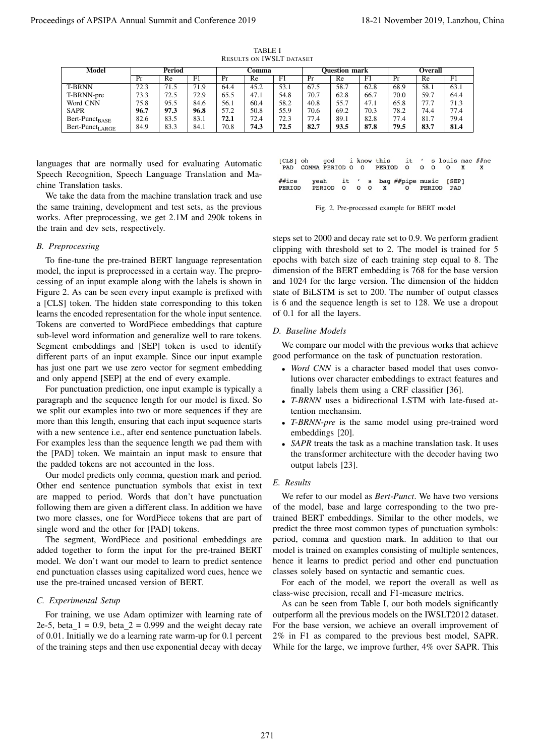TABLE I
RESULTS ON IWSLT DATASET

| Model | Period | | | Comma | | | Question mark | | | Overall | | |
|---|---|---|---|---|---|---|---|---|---|---|---|---|
| | Pr | Re | F1 | Pr | Re | F1 | Pr | Re | F1 | Pr | Re | F1 |
| T-BRNN | 72.3 | 71.5 | 71.9 | 64.4 | 45.2 | 53.1 | 67.5 | 58.7 | 62.8 | 68.9 | 58.1 | 63.1 |
| T-BRNN-pre | 73.3 | 72.5 | 72.9 | 65.5 | 47.1 | 54.8 | 70.7 | 62.8 | 66.7 | 70.0 | 59.7 | 64.4 |
| Word CNN | 75.8 | 95.5 | 84.6 | 56.1 | 60.4 | 58.2 | 40.8 | 55.7 | 47.1 | 65.8 | 77.7 | 71.3 |
| SAPR | **96.7** | **97.3** | **96.8** | 57.2 | 50.8 | 55.9 | 70.6 | 69.2 | 70.3 | 78.2 | 74.4 | 77.4 |
| Bert-Punct$_{BASE}$ | 82.6 | 83.5 | 83.1 | **72.1** | 72.4 | 72.3 | 77.4 | 89.1 | 82.8 | 77.4 | 81.7 | 79.4 |
| Bert-Punct$_{LARGE}$ | 84.9 | 83.3 | 84.1 | 70.8 | **74.3** | **72.5** | **82.7** | **93.5** | **87.8** | **79.5** | **83.7** | **81.4** |

languages that are normally used for evaluating Automatic Speech Recognition, Speech Language Translation and Machine Translation tasks.

We take the data from the machine translation track and use the same training, development and test sets, as the previous works. After preprocessing, we get 2.1M and 290k tokens in the train and dev sets, respectively.

### B. Preprocessing

To fine-tune the pre-trained BERT language representation model, the input is preprocessed in a certain way. The preprocessing of an input example along with the labels is shown in Figure 2. As can be seen every input example is prefixed with a [CLS] token. The hidden state corresponding to this token learns the encoded representation for the whole input sentence. Tokens are converted to WordPiece embeddings that capture sub-level word information and generalize well to rare tokens. Segment embeddings and [SEP] token is used to identify different parts of an input example. Since our input example has just one part we use zero vector for segment embedding and only append [SEP] at the end of every example.

For punctuation prediction, one input example is typically a paragraph and the sequence length for our model is fixed. So we split our examples into two or more sequences if they are more than this length, ensuring that each input sequence starts with a new sentence i.e., after end sentence punctuation labels. For examples less than the sequence length we pad them with the [PAD] token. We maintain an input mask to ensure that the padded tokens are not accounted in the loss.

Our model predicts only comma, question mark and period. Other end sentence punctuation symbols that exist in text are mapped to period. Words that don't have punctuation following them are given a different class. In addition we have two more classes, one for WordPiece tokens that are part of single word and the other for [PAD] tokens.

The segment, WordPiece and positional embeddings are added together to form the input for the pre-trained BERT model. We don't want our model to learn to predict sentence end punctuation classes using capitalized word cues, hence we use the pre-trained uncased version of BERT.

### C. Experimental Setup

For training, we use Adam optimizer with learning rate of 2e-5, beta_1 = 0.9, beta_2 = 0.999 and the weight decay rate of 0.01. Initially we do a learning rate warm-up for 0.1 percent of the training steps and then use exponential decay with decay

```
[CLS] oh    god    i know this    it  '  s louis mac ##ne
 PAD  COMMA PERIOD O  O    PERIOD  O  O  O   O    X    X

##ice    yeah    it  '  s  bag ##pipe music  [SEP]
PERIOD   PERIOD  O   O  O   X    O    PERIOD  PAD
```

Fig. 2. Pre-processed example for BERT model

steps set to 2000 and decay rate set to 0.9. We perform gradient clipping with threshold set to 2. The model is trained for 5 epochs with batch size of each training step equal to 8. The dimension of the BERT embedding is 768 for the base version and 1024 for the large version. The dimension of the hidden state of BiLSTM is set to 200. The number of output classes is 6 and the sequence length is set to 128. We use a dropout of 0.1 for all the layers.

### D. Baseline Models

We compare our model with the previous works that achieve good performance on the task of punctuation restoration.

- *Word CNN* is a character based model that uses convolutions over character embeddings to extract features and finally labels them using a CRF classifier [36].
- *T-BRNN* uses a bidirectional LSTM with late-fused attention mechansim.
- *T-BRNN-pre* is the same model using pre-trained word embeddings [20].
- *SAPR* treats the task as a machine translation task. It uses the transformer architecture with the decoder having two output labels [23].

### E. Results

We refer to our model as *Bert-Punct*. We have two versions of the model, base and large corresponding to the two pre-trained BERT embeddings. Similar to the other models, we predict the three most common types of punctuation symbols: period, comma and question mark. In addition to that our model is trained on examples consisting of multiple sentences, hence it learns to predict period and other end punctuation classes solely based on syntactic and semantic cues.

For each of the model, we report the overall as well as class-wise precision, recall and F1-measure metrics.

As can be seen from Table I, our both models significantly outperform all the previous models on the IWSLT2012 dataset. For the base version, we achieve an overall improvement of 2% in F1 as compared to the previous best model, SAPR. While for the large, we improve further, 4% over SAPR. This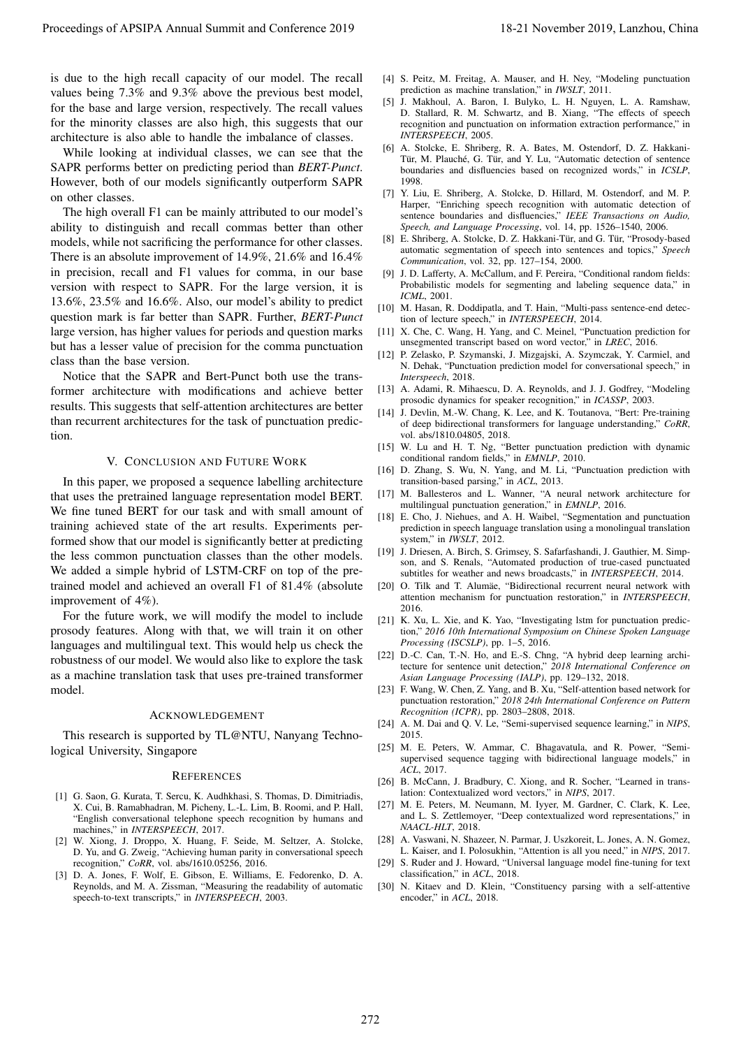is due to the high recall capacity of our model. The recall values being 7.3% and 9.3% above the previous best model, for the base and large version, respectively. The recall values for the minority classes are also high, this suggests that our architecture is also able to handle the imbalance of classes.

While looking at individual classes, we can see that the SAPR performs better on predicting period than *BERT-Punct*. However, both of our models significantly outperform SAPR on other classes.

The high overall F1 can be mainly attributed to our model's ability to distinguish and recall commas better than other models, while not sacrificing the performance for other classes. There is an absolute improvement of 14.9%, 21.6% and 16.4% in precision, recall and F1 values for comma, in our base version with respect to SAPR. For the large version, it is 13.6%, 23.5% and 16.6%. Also, our model's ability to predict question mark is far better than SAPR. Further, *BERT-Punct* large version, has higher values for periods and question marks but has a lesser value of precision for the comma punctuation class than the base version.

Notice that the SAPR and Bert-Punct both use the transformer architecture with modifications and achieve better results. This suggests that self-attention architectures are better than recurrent architectures for the task of punctuation prediction.

## V. Conclusion and Future Work

In this paper, we proposed a sequence labelling architecture that uses the pretrained language representation model BERT. We fine tuned BERT for our task and with small amount of training achieved state of the art results. Experiments performed show that our model is significantly better at predicting the less common punctuation classes than the other models. We added a simple hybrid of LSTM-CRF on top of the pretrained model and achieved an overall F1 of 81.4% (absolute improvement of 4%).

For the future work, we will modify the model to include prosody features. Along with that, we will train it on other languages and multilingual text. This would help us check the robustness of our model. We would also like to explore the task as a machine translation task that uses pre-trained transformer model.

## Acknowledgement

This research is supported by TL@NTU, Nanyang Technological University, Singapore

## References

[1] G. Saon, G. Kurata, T. Sercu, K. Audhkhasi, S. Thomas, D. Dimitriadis, X. Cui, B. Ramabhadran, M. Picheny, L.-L. Lim, B. Roomi, and P. Hall, "English conversational telephone speech recognition by humans and machines," in *INTERSPEECH*, 2017.

[2] W. Xiong, J. Droppo, X. Huang, F. Seide, M. Seltzer, A. Stolcke, D. Yu, and G. Zweig, "Achieving human parity in conversational speech recognition," *CoRR*, vol. abs/1610.05256, 2016.

[3] D. A. Jones, F. Wolf, E. Gibson, E. Williams, E. Fedorenko, D. A. Reynolds, and M. A. Zissman, "Measuring the readability of automatic speech-to-text transcripts," in *INTERSPEECH*, 2003.

[4] S. Peitz, M. Freitag, A. Mauser, and H. Ney, "Modeling punctuation prediction as machine translation," in *IWSLT*, 2011.

[5] J. Makhoul, A. Baron, I. Bulyko, L. H. Nguyen, L. A. Ramshaw, D. Stallard, R. M. Schwartz, and B. Xiang, "The effects of speech recognition and punctuation on information extraction performance," in *INTERSPEECH*, 2005.

[6] A. Stolcke, E. Shriberg, R. A. Bates, M. Ostendorf, D. Z. Hakkani-Tür, M. Plauché, G. Tür, and Y. Lu, "Automatic detection of sentence boundaries and disfluencies based on recognized words," in *ICSLP*, 1998.

[7] Y. Liu, E. Shriberg, A. Stolcke, D. Hillard, M. Ostendorf, and M. P. Harper, "Enriching speech recognition with automatic detection of sentence boundaries and disfluencies," *IEEE Transactions on Audio, Speech, and Language Processing*, vol. 14, pp. 1526–1540, 2006.

[8] E. Shriberg, A. Stolcke, D. Z. Hakkani-Tür, and G. Tür, "Prosody-based automatic segmentation of speech into sentences and topics," *Speech Communication*, vol. 32, pp. 127–154, 2000.

[9] J. D. Lafferty, A. McCallum, and F. Pereira, "Conditional random fields: Probabilistic models for segmenting and labeling sequence data," in *ICML*, 2001.

[10] M. Hasan, R. Doddipatla, and T. Hain, "Multi-pass sentence-end detection of lecture speech," in *INTERSPEECH*, 2014.

[11] X. Che, C. Wang, H. Yang, and C. Meinel, "Punctuation prediction for unsegmented transcript based on word vector," in *LREC*, 2016.

[12] P. Zelasko, P. Szymanski, J. Mizgajski, A. Szymczak, Y. Carmiel, and N. Dehak, "Punctuation prediction model for conversational speech," in *Interspeech*, 2018.

[13] A. Adami, R. Mihaescu, D. A. Reynolds, and J. J. Godfrey, "Modeling prosodic dynamics for speaker recognition," in *ICASSP*, 2003.

[14] J. Devlin, M.-W. Chang, K. Lee, and K. Toutanova, "Bert: Pre-training of deep bidirectional transformers for language understanding," *CoRR*, vol. abs/1810.04805, 2018.

[15] W. Lu and H. T. Ng, "Better punctuation prediction with dynamic conditional random fields," in *EMNLP*, 2010.

[16] D. Zhang, S. Wu, N. Yang, and M. Li, "Punctuation prediction with transition-based parsing," in *ACL*, 2013.

[17] M. Ballesteros and L. Wanner, "A neural network architecture for multilingual punctuation generation," in *EMNLP*, 2016.

[18] E. Cho, J. Niehues, and A. H. Waibel, "Segmentation and punctuation prediction in speech language translation using a monolingual translation system," in *IWSLT*, 2012.

[19] J. Driesen, A. Birch, S. Grimsey, S. Safarfashandi, J. Gauthier, M. Simpson, and S. Renals, "Automated production of true-cased punctuated subtitles for weather and news broadcasts," in *INTERSPEECH*, 2014.

[20] O. Tilk and T. Alumäe, "Bidirectional recurrent neural network with attention mechanism for punctuation restoration," in *INTERSPEECH*, 2016.

[21] K. Xu, L. Xie, and K. Yao, "Investigating lstm for punctuation prediction," *2016 10th International Symposium on Chinese Spoken Language Processing (ISCSLP)*, pp. 1–5, 2016.

[22] D.-C. Can, T.-N. Ho, and E.-S. Chng, "A hybrid deep learning architecture for sentence unit detection," *2018 International Conference on Asian Language Processing (IALP)*, pp. 129–132, 2018.

[23] F. Wang, W. Chen, Z. Yang, and B. Xu, "Self-attention based network for punctuation restoration," *2018 24th International Conference on Pattern Recognition (ICPR)*, pp. 2803–2808, 2018.

[24] A. M. Dai and Q. V. Le, "Semi-supervised sequence learning," in *NIPS*, 2015.

[25] M. E. Peters, W. Ammar, C. Bhagavatula, and R. Power, "Semi-supervised sequence tagging with bidirectional language models," in *ACL*, 2017.

[26] B. McCann, J. Bradbury, C. Xiong, and R. Socher, "Learned in translation: Contextualized word vectors," in *NIPS*, 2017.

[27] M. E. Peters, M. Neumann, M. Iyyer, M. Gardner, C. Clark, K. Lee, and L. S. Zettlemoyer, "Deep contextualized word representations," in *NAACL-HLT*, 2018.

[28] A. Vaswani, N. Shazeer, N. Parmar, J. Uszkoreit, L. Jones, A. N. Gomez, L. Kaiser, and I. Polosukhin, "Attention is all you need," in *NIPS*, 2017.

[29] S. Ruder and J. Howard, "Universal language model fine-tuning for text classification," in *ACL*, 2018.

[30] N. Kitaev and D. Klein, "Constituency parsing with a self-attentive encoder," in *ACL*, 2018.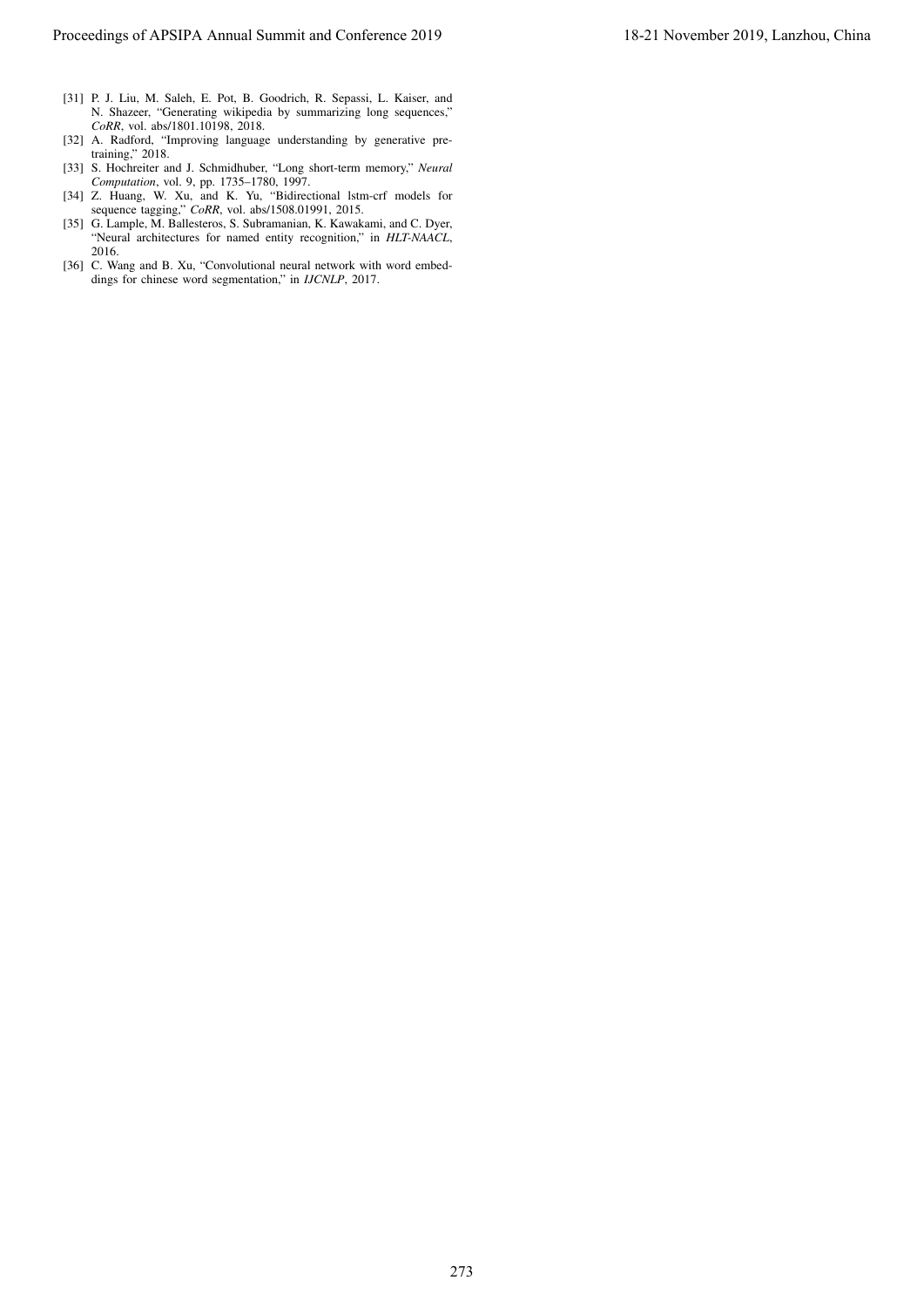[31] P. J. Liu, M. Saleh, E. Pot, B. Goodrich, R. Sepassi, L. Kaiser, and N. Shazeer, "Generating wikipedia by summarizing long sequences," *CoRR*, vol. abs/1801.10198, 2018.

[32] A. Radford, "Improving language understanding by generative pre-training," 2018.

[33] S. Hochreiter and J. Schmidhuber, "Long short-term memory," *Neural Computation*, vol. 9, pp. 1735–1780, 1997.

[34] Z. Huang, W. Xu, and K. Yu, "Bidirectional lstm-crf models for sequence tagging," *CoRR*, vol. abs/1508.01991, 2015.

[35] G. Lample, M. Ballesteros, S. Subramanian, K. Kawakami, and C. Dyer, "Neural architectures for named entity recognition," in *HLT-NAACL*, 2016.

[36] C. Wang and B. Xu, "Convolutional neural network with word embeddings for chinese word segmentation," in *IJCNLP*, 2017.